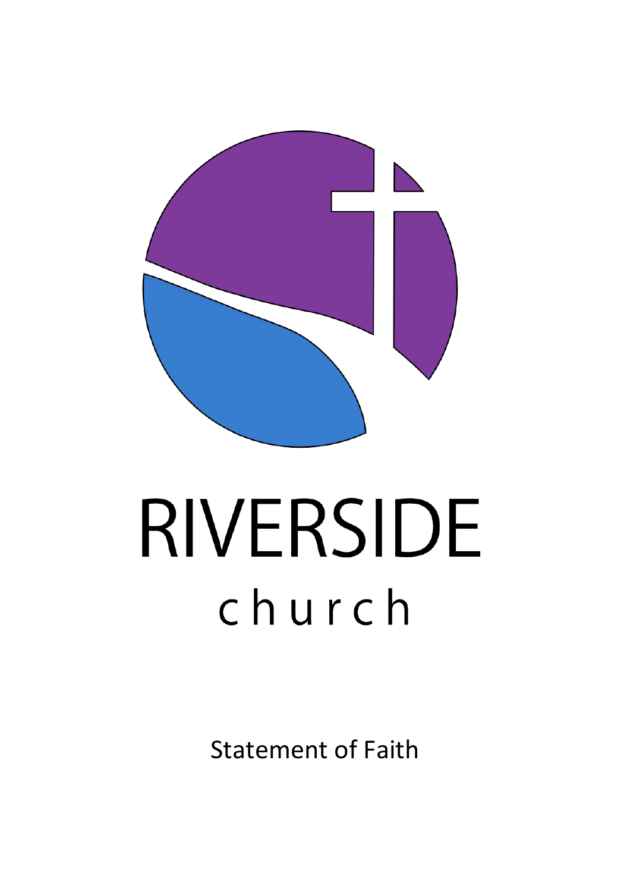# RIVERSIDE

church

Statement of Faith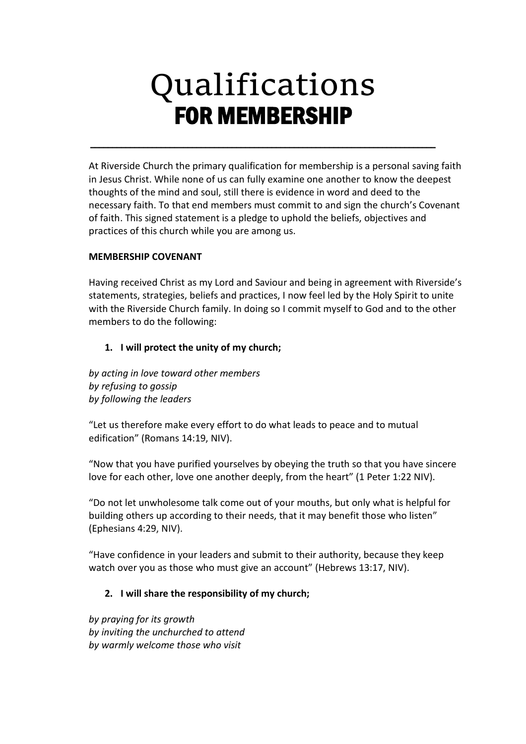# Qualifications
## FOR MEMBERSHIP

---

At Riverside Church the primary qualification for membership is a personal saving faith in Jesus Christ. While none of us can fully examine one another to know the deepest thoughts of the mind and soul, still there is evidence in word and deed to the necessary faith. To that end members must commit to and sign the church's Covenant of faith. This signed statement is a pledge to uphold the beliefs, objectives and practices of this church while you are among us.

**MEMBERSHIP COVENANT**

Having received Christ as my Lord and Saviour and being in agreement with Riverside's statements, strategies, beliefs and practices, I now feel led by the Holy Spirit to unite with the Riverside Church family. In doing so I commit myself to God and to the other members to do the following:

1. **I will protect the unity of my church;**

*by acting in love toward other members*
*by refusing to gossip*
*by following the leaders*

"Let us therefore make every effort to do what leads to peace and to mutual edification" (Romans 14:19, NIV).

"Now that you have purified yourselves by obeying the truth so that you have sincere love for each other, love one another deeply, from the heart" (1 Peter 1:22 NIV).

"Do not let unwholesome talk come out of your mouths, but only what is helpful for building others up according to their needs, that it may benefit those who listen" (Ephesians 4:29, NIV).

"Have confidence in your leaders and submit to their authority, because they keep watch over you as those who must give an account" (Hebrews 13:17, NIV).

2. **I will share the responsibility of my church;**

*by praying for its growth*
*by inviting the unchurched to attend*
*by warmly welcome those who visit*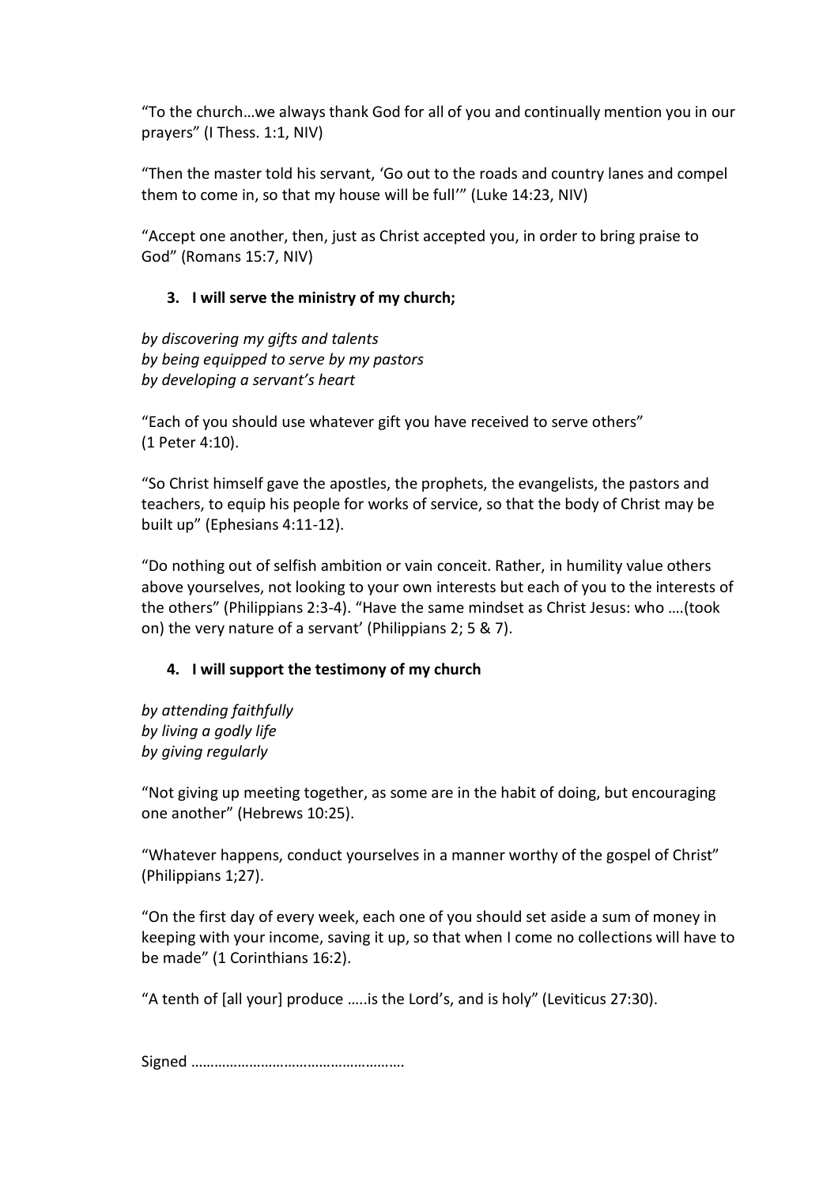"To the church…we always thank God for all of you and continually mention you in our prayers" (I Thess. 1:1, NIV)

"Then the master told his servant, 'Go out to the roads and country lanes and compel them to come in, so that my house will be full'" (Luke 14:23, NIV)

"Accept one another, then, just as Christ accepted you, in order to bring praise to God" (Romans 15:7, NIV)

3. **I will serve the ministry of my church;**

*by discovering my gifts and talents*
*by being equipped to serve by my pastors*
*by developing a servant's heart*

"Each of you should use whatever gift you have received to serve others" (1 Peter 4:10).

"So Christ himself gave the apostles, the prophets, the evangelists, the pastors and teachers, to equip his people for works of service, so that the body of Christ may be built up" (Ephesians 4:11-12).

"Do nothing out of selfish ambition or vain conceit. Rather, in humility value others above yourselves, not looking to your own interests but each of you to the interests of the others" (Philippians 2:3-4). "Have the same mindset as Christ Jesus: who ….(took on) the very nature of a servant' (Philippians 2; 5 & 7).

4. **I will support the testimony of my church**

*by attending faithfully*
*by living a godly life*
*by giving regularly*

"Not giving up meeting together, as some are in the habit of doing, but encouraging one another" (Hebrews 10:25).

"Whatever happens, conduct yourselves in a manner worthy of the gospel of Christ" (Philippians 1;27).

"On the first day of every week, each one of you should set aside a sum of money in keeping with your income, saving it up, so that when I come no collections will have to be made" (1 Corinthians 16:2).

"A tenth of [all your] produce …..is the Lord's, and is holy" (Leviticus 27:30).

Signed ………………………………………………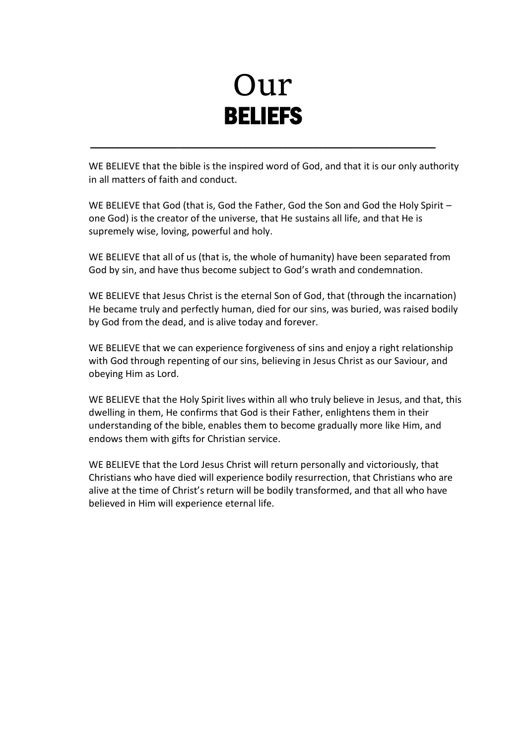# Our **BELIEFS**

---

WE BELIEVE that the bible is the inspired word of God, and that it is our only authority in all matters of faith and conduct.

WE BELIEVE that God (that is, God the Father, God the Son and God the Holy Spirit – one God) is the creator of the universe, that He sustains all life, and that He is supremely wise, loving, powerful and holy.

WE BELIEVE that all of us (that is, the whole of humanity) have been separated from God by sin, and have thus become subject to God's wrath and condemnation.

WE BELIEVE that Jesus Christ is the eternal Son of God, that (through the incarnation) He became truly and perfectly human, died for our sins, was buried, was raised bodily by God from the dead, and is alive today and forever.

WE BELIEVE that we can experience forgiveness of sins and enjoy a right relationship with God through repenting of our sins, believing in Jesus Christ as our Saviour, and obeying Him as Lord.

WE BELIEVE that the Holy Spirit lives within all who truly believe in Jesus, and that, this dwelling in them, He confirms that God is their Father, enlightens them in their understanding of the bible, enables them to become gradually more like Him, and endows them with gifts for Christian service.

WE BELIEVE that the Lord Jesus Christ will return personally and victoriously, that Christians who have died will experience bodily resurrection, that Christians who are alive at the time of Christ's return will be bodily transformed, and that all who have believed in Him will experience eternal life.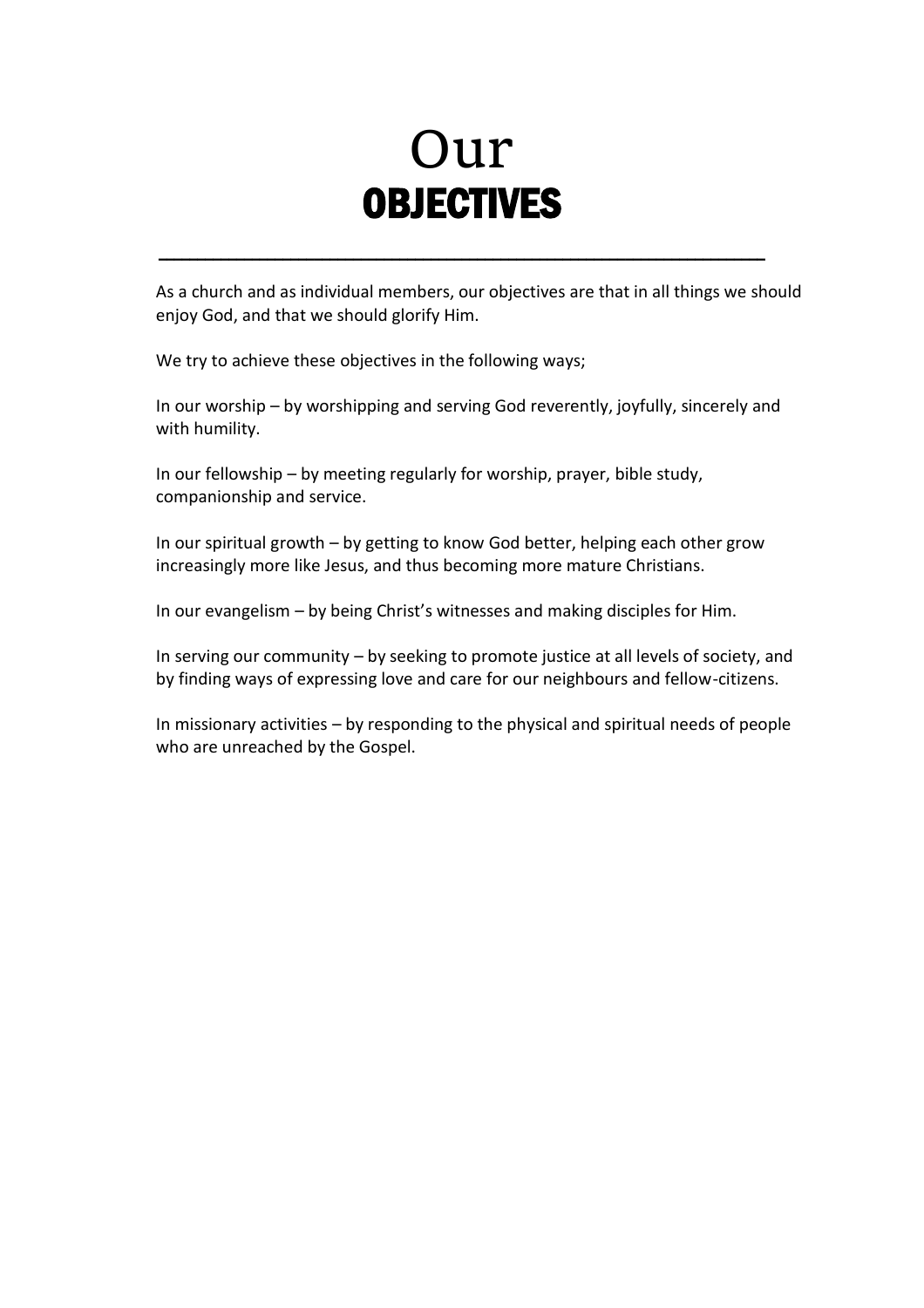# Our OBJECTIVES

---

As a church and as individual members, our objectives are that in all things we should enjoy God, and that we should glorify Him.

We try to achieve these objectives in the following ways;

In our worship – by worshipping and serving God reverently, joyfully, sincerely and with humility.

In our fellowship – by meeting regularly for worship, prayer, bible study, companionship and service.

In our spiritual growth – by getting to know God better, helping each other grow increasingly more like Jesus, and thus becoming more mature Christians.

In our evangelism – by being Christ's witnesses and making disciples for Him.

In serving our community – by seeking to promote justice at all levels of society, and by finding ways of expressing love and care for our neighbours and fellow-citizens.

In missionary activities – by responding to the physical and spiritual needs of people who are unreached by the Gospel.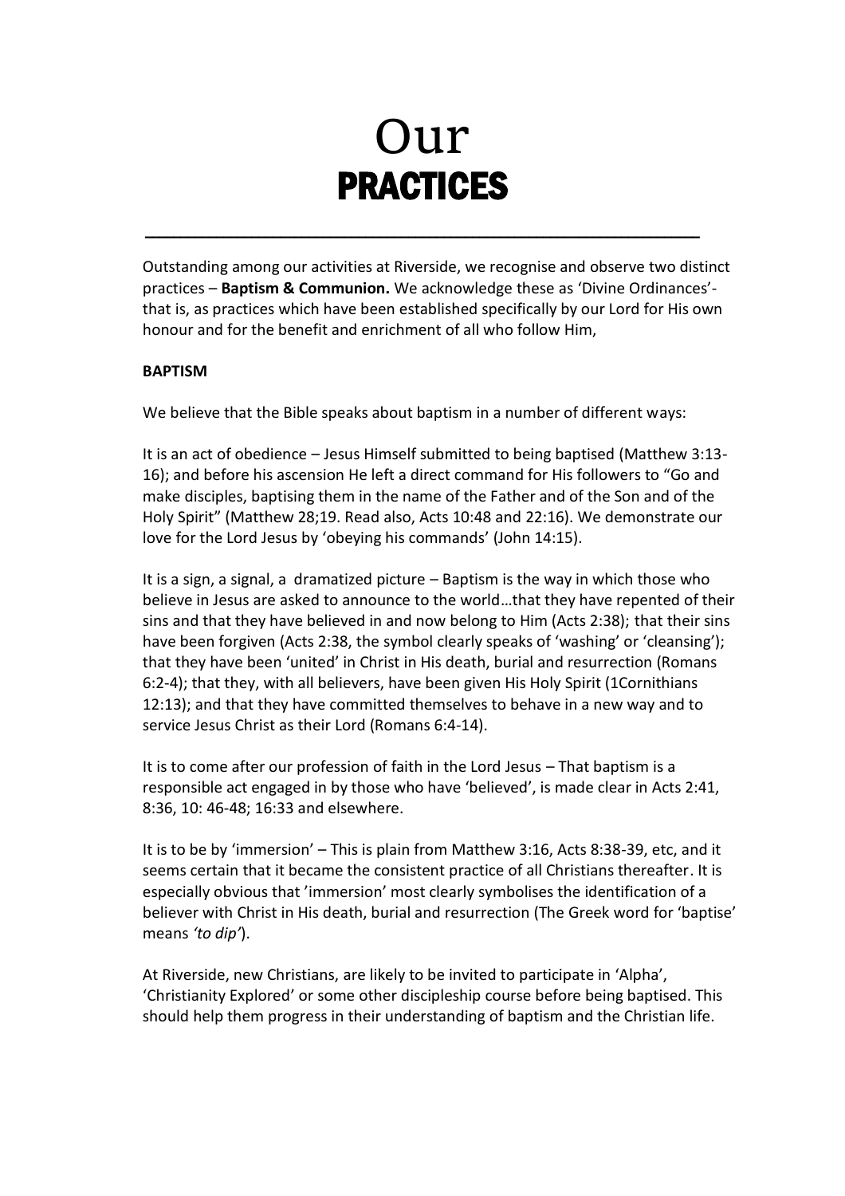# Our
# PRACTICES

---

Outstanding among our activities at Riverside, we recognise and observe two distinct practices – **Baptism & Communion.** We acknowledge these as 'Divine Ordinances'- that is, as practices which have been established specifically by our Lord for His own honour and for the benefit and enrichment of all who follow Him,

**BAPTISM**

We believe that the Bible speaks about baptism in a number of different ways:

It is an act of obedience – Jesus Himself submitted to being baptised (Matthew 3:13-16); and before his ascension He left a direct command for His followers to "Go and make disciples, baptising them in the name of the Father and of the Son and of the Holy Spirit" (Matthew 28;19. Read also, Acts 10:48 and 22:16). We demonstrate our love for the Lord Jesus by 'obeying his commands' (John 14:15).

It is a sign, a signal, a dramatized picture – Baptism is the way in which those who believe in Jesus are asked to announce to the world…that they have repented of their sins and that they have believed in and now belong to Him (Acts 2:38); that their sins have been forgiven (Acts 2:38, the symbol clearly speaks of 'washing' or 'cleansing'); that they have been 'united' in Christ in His death, burial and resurrection (Romans 6:2-4); that they, with all believers, have been given His Holy Spirit (1Cornithians 12:13); and that they have committed themselves to behave in a new way and to service Jesus Christ as their Lord (Romans 6:4-14).

It is to come after our profession of faith in the Lord Jesus – That baptism is a responsible act engaged in by those who have 'believed', is made clear in Acts 2:41, 8:36, 10: 46-48; 16:33 and elsewhere.

It is to be by 'immersion' – This is plain from Matthew 3:16, Acts 8:38-39, etc, and it seems certain that it became the consistent practice of all Christians thereafter. It is especially obvious that 'immersion' most clearly symbolises the identification of a believer with Christ in His death, burial and resurrection (The Greek word for 'baptise' means *'to dip'*).

At Riverside, new Christians, are likely to be invited to participate in 'Alpha', 'Christianity Explored' or some other discipleship course before being baptised. This should help them progress in their understanding of baptism and the Christian life.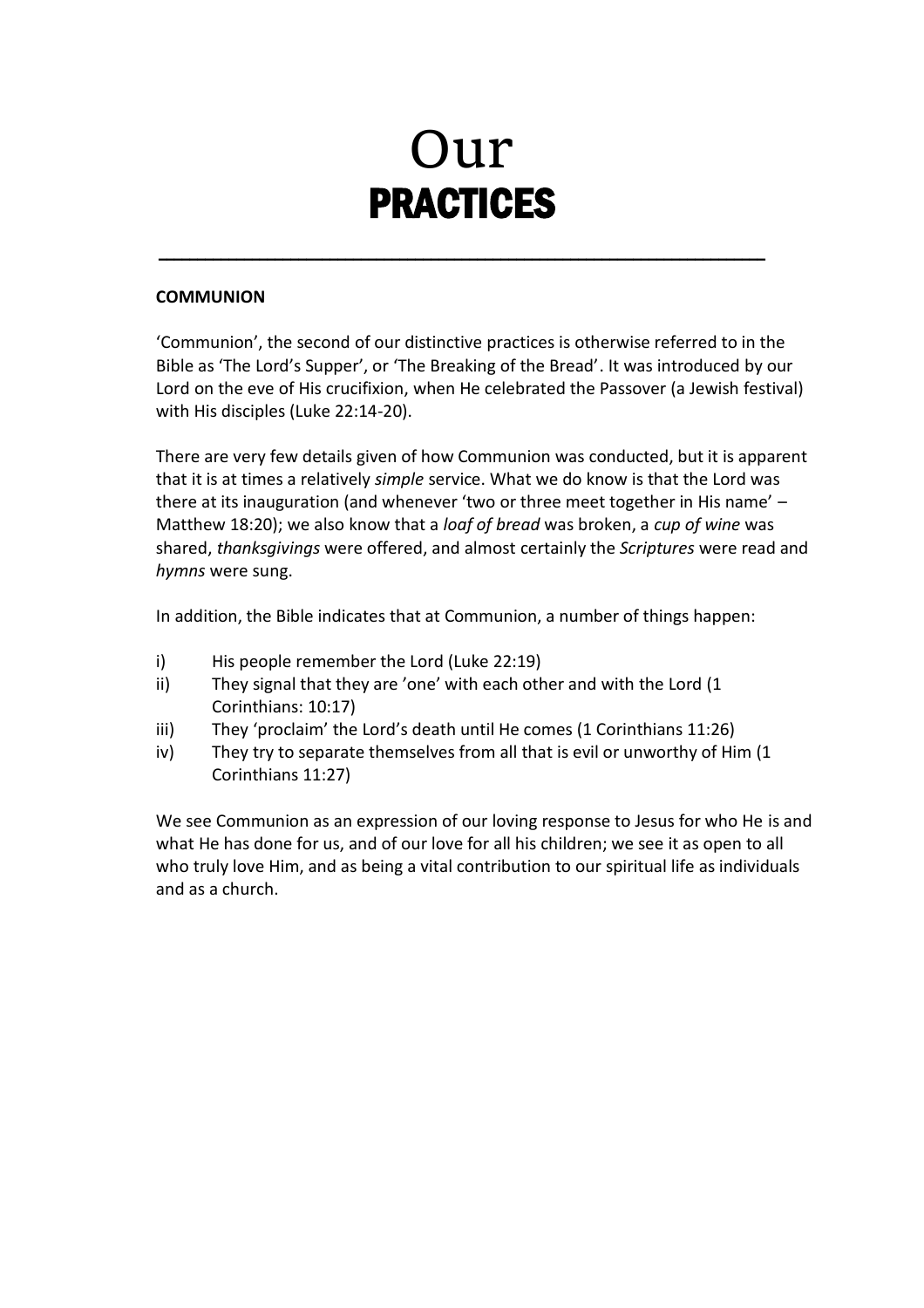# Our
# PRACTICES

---

**COMMUNION**

'Communion', the second of our distinctive practices is otherwise referred to in the Bible as 'The Lord's Supper', or 'The Breaking of the Bread'. It was introduced by our Lord on the eve of His crucifixion, when He celebrated the Passover (a Jewish festival) with His disciples (Luke 22:14-20).

There are very few details given of how Communion was conducted, but it is apparent that it is at times a relatively *simple* service. What we do know is that the Lord was there at its inauguration (and whenever 'two or three meet together in His name' – Matthew 18:20); we also know that a *loaf of bread* was broken, a *cup of wine* was shared, *thanksgivings* were offered, and almost certainly the *Scriptures* were read and *hymns* were sung.

In addition, the Bible indicates that at Communion, a number of things happen:

i) His people remember the Lord (Luke 22:19)
ii) They signal that they are 'one' with each other and with the Lord (1 Corinthians: 10:17)
iii) They 'proclaim' the Lord's death until He comes (1 Corinthians 11:26)
iv) They try to separate themselves from all that is evil or unworthy of Him (1 Corinthians 11:27)

We see Communion as an expression of our loving response to Jesus for who He is and what He has done for us, and of our love for all his children; we see it as open to all who truly love Him, and as being a vital contribution to our spiritual life as individuals and as a church.